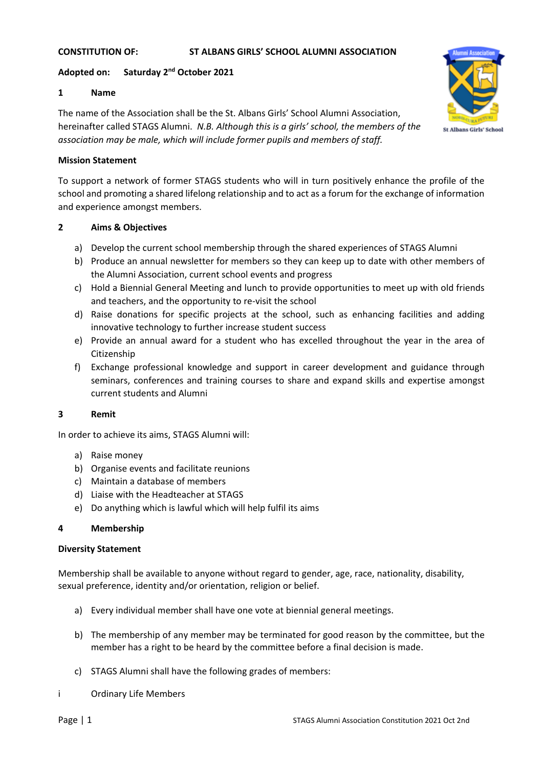**CONSTITUTION OF: ST ALBANS GIRLS' SCHOOL ALUMNI ASSOCIATION**

**Adopted on: Saturday 2nd October 2021**

## 1 Name

The name of the Association shall be the St. Albans Girls' School Alumni Association, hereinafter called STAGS Alumni. *N.B. Although this is a girls' school, the members of the association may be male, which will include former pupils and members of staff.*

**Mission Statement**

To support a network of former STAGS students who will in turn positively enhance the profile of the school and promoting a shared lifelong relationship and to act as a forum for the exchange of information and experience amongst members.

## 2 Aims & Objectives

a) Develop the current school membership through the shared experiences of STAGS Alumni
b) Produce an annual newsletter for members so they can keep up to date with other members of the Alumni Association, current school events and progress
c) Hold a Biennial General Meeting and lunch to provide opportunities to meet up with old friends and teachers, and the opportunity to re-visit the school
d) Raise donations for specific projects at the school, such as enhancing facilities and adding innovative technology to further increase student success
e) Provide an annual award for a student who has excelled throughout the year in the area of Citizenship
f) Exchange professional knowledge and support in career development and guidance through seminars, conferences and training courses to share and expand skills and expertise amongst current students and Alumni

## 3 Remit

In order to achieve its aims, STAGS Alumni will:

a) Raise money
b) Organise events and facilitate reunions
c) Maintain a database of members
d) Liaise with the Headteacher at STAGS
e) Do anything which is lawful which will help fulfil its aims

## 4 Membership

**Diversity Statement**

Membership shall be available to anyone without regard to gender, age, race, nationality, disability, sexual preference, identity and/or orientation, religion or belief.

a) Every individual member shall have one vote at biennial general meetings.

b) The membership of any member may be terminated for good reason by the committee, but the member has a right to be heard by the committee before a final decision is made.

c) STAGS Alumni shall have the following grades of members:

i Ordinary Life Members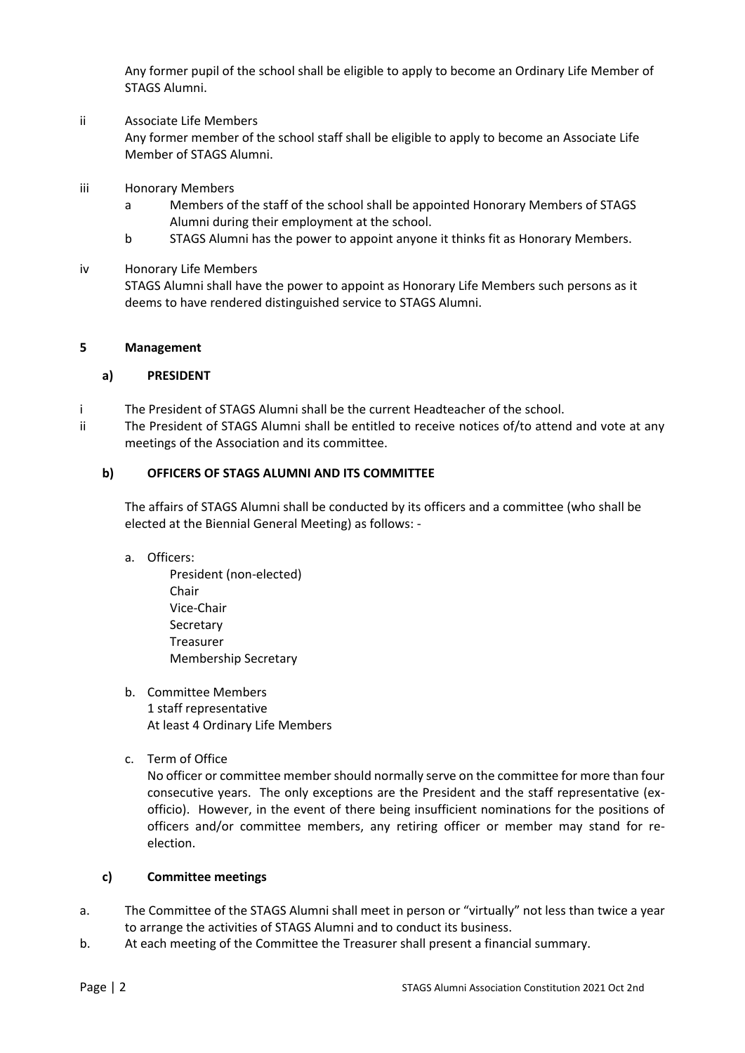Any former pupil of the school shall be eligible to apply to become an Ordinary Life Member of STAGS Alumni.

ii Associate Life Members

Any former member of the school staff shall be eligible to apply to become an Associate Life Member of STAGS Alumni.

iii Honorary Members

- a Members of the staff of the school shall be appointed Honorary Members of STAGS Alumni during their employment at the school.
- b STAGS Alumni has the power to appoint anyone it thinks fit as Honorary Members.

iv Honorary Life Members

STAGS Alumni shall have the power to appoint as Honorary Life Members such persons as it deems to have rendered distinguished service to STAGS Alumni.

## 5 Management

### a) PRESIDENT

- i The President of STAGS Alumni shall be the current Headteacher of the school.
- ii The President of STAGS Alumni shall be entitled to receive notices of/to attend and vote at any meetings of the Association and its committee.

### b) OFFICERS OF STAGS ALUMNI AND ITS COMMITTEE

The affairs of STAGS Alumni shall be conducted by its officers and a committee (who shall be elected at the Biennial General Meeting) as follows: -

a. Officers:

President (non-elected)
Chair
Vice-Chair
Secretary
Treasurer
Membership Secretary

b. Committee Members

1 staff representative
At least 4 Ordinary Life Members

c. Term of Office

No officer or committee member should normally serve on the committee for more than four consecutive years. The only exceptions are the President and the staff representative (ex-officio). However, in the event of there being insufficient nominations for the positions of officers and/or committee members, any retiring officer or member may stand for re-election.

### c) Committee meetings

- a. The Committee of the STAGS Alumni shall meet in person or "virtually" not less than twice a year to arrange the activities of STAGS Alumni and to conduct its business.
- b. At each meeting of the Committee the Treasurer shall present a financial summary.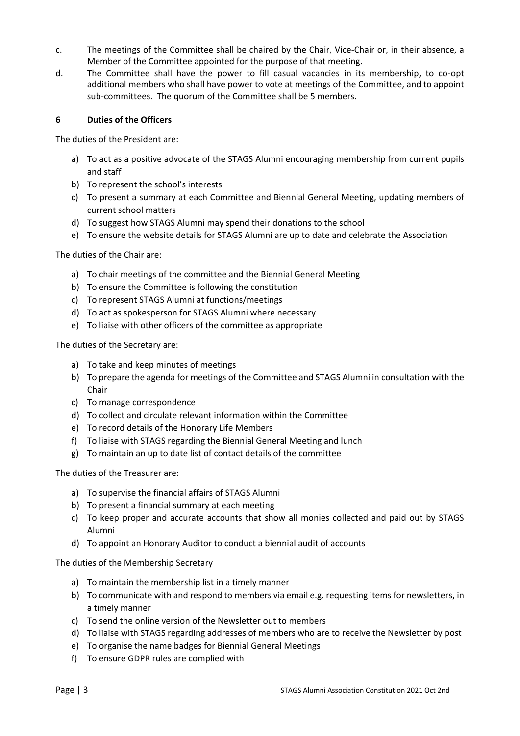c. The meetings of the Committee shall be chaired by the Chair, Vice-Chair or, in their absence, a Member of the Committee appointed for the purpose of that meeting.

d. The Committee shall have the power to fill casual vacancies in its membership, to co-opt additional members who shall have power to vote at meetings of the Committee, and to appoint sub-committees. The quorum of the Committee shall be 5 members.

## 6 Duties of the Officers

The duties of the President are:

a) To act as a positive advocate of the STAGS Alumni encouraging membership from current pupils and staff
b) To represent the school's interests
c) To present a summary at each Committee and Biennial General Meeting, updating members of current school matters
d) To suggest how STAGS Alumni may spend their donations to the school
e) To ensure the website details for STAGS Alumni are up to date and celebrate the Association

The duties of the Chair are:

a) To chair meetings of the committee and the Biennial General Meeting
b) To ensure the Committee is following the constitution
c) To represent STAGS Alumni at functions/meetings
d) To act as spokesperson for STAGS Alumni where necessary
e) To liaise with other officers of the committee as appropriate

The duties of the Secretary are:

a) To take and keep minutes of meetings
b) To prepare the agenda for meetings of the Committee and STAGS Alumni in consultation with the Chair
c) To manage correspondence
d) To collect and circulate relevant information within the Committee
e) To record details of the Honorary Life Members
f) To liaise with STAGS regarding the Biennial General Meeting and lunch
g) To maintain an up to date list of contact details of the committee

The duties of the Treasurer are:

a) To supervise the financial affairs of STAGS Alumni
b) To present a financial summary at each meeting
c) To keep proper and accurate accounts that show all monies collected and paid out by STAGS Alumni
d) To appoint an Honorary Auditor to conduct a biennial audit of accounts

The duties of the Membership Secretary

a) To maintain the membership list in a timely manner
b) To communicate with and respond to members via email e.g. requesting items for newsletters, in a timely manner
c) To send the online version of the Newsletter out to members
d) To liaise with STAGS regarding addresses of members who are to receive the Newsletter by post
e) To organise the name badges for Biennial General Meetings
f) To ensure GDPR rules are complied with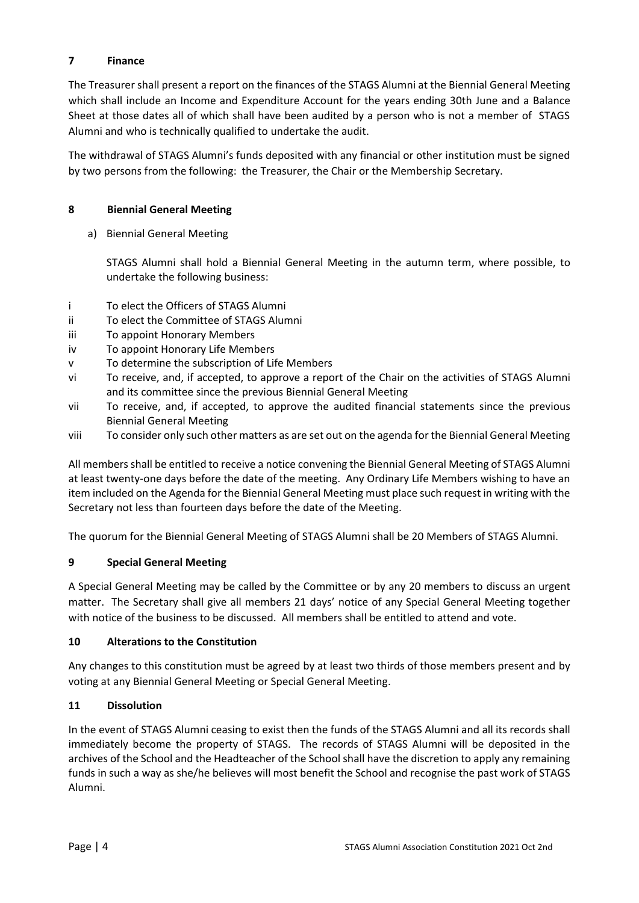## 7 Finance

The Treasurer shall present a report on the finances of the STAGS Alumni at the Biennial General Meeting which shall include an Income and Expenditure Account for the years ending 30th June and a Balance Sheet at those dates all of which shall have been audited by a person who is not a member of STAGS Alumni and who is technically qualified to undertake the audit.

The withdrawal of STAGS Alumni's funds deposited with any financial or other institution must be signed by two persons from the following: the Treasurer, the Chair or the Membership Secretary.

## 8 Biennial General Meeting

a) Biennial General Meeting

STAGS Alumni shall hold a Biennial General Meeting in the autumn term, where possible, to undertake the following business:

i To elect the Officers of STAGS Alumni
ii To elect the Committee of STAGS Alumni
iii To appoint Honorary Members
iv To appoint Honorary Life Members
v To determine the subscription of Life Members
vi To receive, and, if accepted, to approve a report of the Chair on the activities of STAGS Alumni and its committee since the previous Biennial General Meeting
vii To receive, and, if accepted, to approve the audited financial statements since the previous Biennial General Meeting
viii To consider only such other matters as are set out on the agenda for the Biennial General Meeting

All members shall be entitled to receive a notice convening the Biennial General Meeting of STAGS Alumni at least twenty-one days before the date of the meeting. Any Ordinary Life Members wishing to have an item included on the Agenda for the Biennial General Meeting must place such request in writing with the Secretary not less than fourteen days before the date of the Meeting.

The quorum for the Biennial General Meeting of STAGS Alumni shall be 20 Members of STAGS Alumni.

## 9 Special General Meeting

A Special General Meeting may be called by the Committee or by any 20 members to discuss an urgent matter. The Secretary shall give all members 21 days' notice of any Special General Meeting together with notice of the business to be discussed. All members shall be entitled to attend and vote.

## 10 Alterations to the Constitution

Any changes to this constitution must be agreed by at least two thirds of those members present and by voting at any Biennial General Meeting or Special General Meeting.

## 11 Dissolution

In the event of STAGS Alumni ceasing to exist then the funds of the STAGS Alumni and all its records shall immediately become the property of STAGS. The records of STAGS Alumni will be deposited in the archives of the School and the Headteacher of the School shall have the discretion to apply any remaining funds in such a way as she/he believes will most benefit the School and recognise the past work of STAGS Alumni.